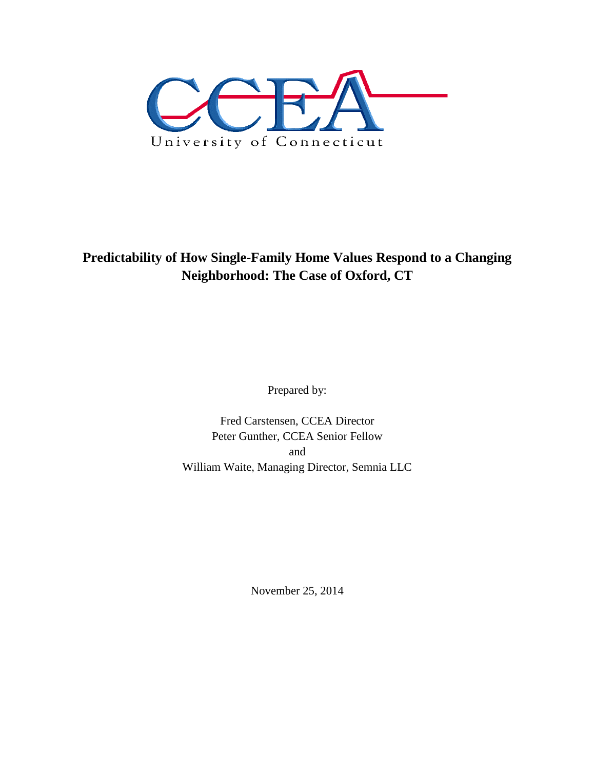CCEA

University of Connecticut

# Predictability of How Single-Family Home Values Respond to a Changing Neighborhood: The Case of Oxford, CT

Prepared by:

Fred Carstensen, CCEA Director
Peter Gunther, CCEA Senior Fellow
and
William Waite, Managing Director, Semnia LLC

November 25, 2014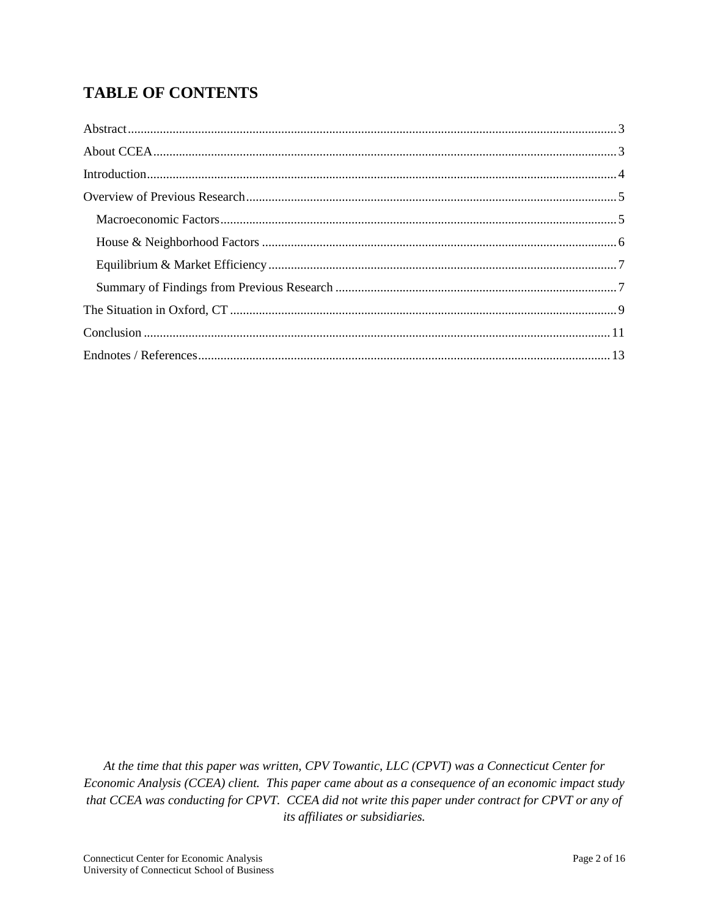# TABLE OF CONTENTS

Abstract .......... 3
About CCEA .......... 3
Introduction .......... 4
Overview of Previous Research .......... 5
- Macroeconomic Factors .......... 5
- House & Neighborhood Factors .......... 6
- Equilibrium & Market Efficiency .......... 7
- Summary of Findings from Previous Research .......... 7

The Situation in Oxford, CT .......... 9
Conclusion .......... 11
Endnotes / References .......... 13

*At the time that this paper was written, CPV Towantic, LLC (CPVT) was a Connecticut Center for Economic Analysis (CCEA) client. This paper came about as a consequence of an economic impact study that CCEA was conducting for CPVT. CCEA did not write this paper under contract for CPVT or any of its affiliates or subsidiaries.*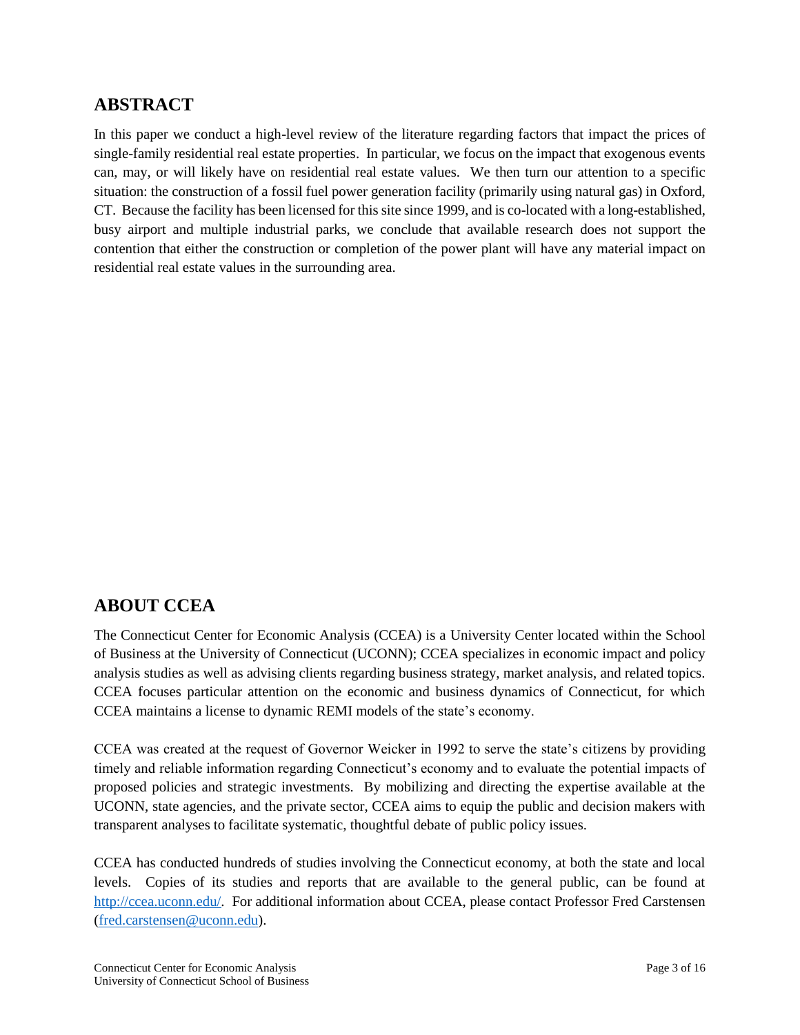## ABSTRACT

In this paper we conduct a high-level review of the literature regarding factors that impact the prices of single-family residential real estate properties. In particular, we focus on the impact that exogenous events can, may, or will likely have on residential real estate values. We then turn our attention to a specific situation: the construction of a fossil fuel power generation facility (primarily using natural gas) in Oxford, CT. Because the facility has been licensed for this site since 1999, and is co-located with a long-established, busy airport and multiple industrial parks, we conclude that available research does not support the contention that either the construction or completion of the power plant will have any material impact on residential real estate values in the surrounding area.

## ABOUT CCEA

The Connecticut Center for Economic Analysis (CCEA) is a University Center located within the School of Business at the University of Connecticut (UCONN); CCEA specializes in economic impact and policy analysis studies as well as advising clients regarding business strategy, market analysis, and related topics. CCEA focuses particular attention on the economic and business dynamics of Connecticut, for which CCEA maintains a license to dynamic REMI models of the state's economy.

CCEA was created at the request of Governor Weicker in 1992 to serve the state's citizens by providing timely and reliable information regarding Connecticut's economy and to evaluate the potential impacts of proposed policies and strategic investments. By mobilizing and directing the expertise available at the UCONN, state agencies, and the private sector, CCEA aims to equip the public and decision makers with transparent analyses to facilitate systematic, thoughtful debate of public policy issues.

CCEA has conducted hundreds of studies involving the Connecticut economy, at both the state and local levels. Copies of its studies and reports that are available to the general public, can be found at [http://ccea.uconn.edu/](http://ccea.uconn.edu/). For additional information about CCEA, please contact Professor Fred Carstensen ([fred.carstensen@uconn.edu](mailto:fred.carstensen@uconn.edu)).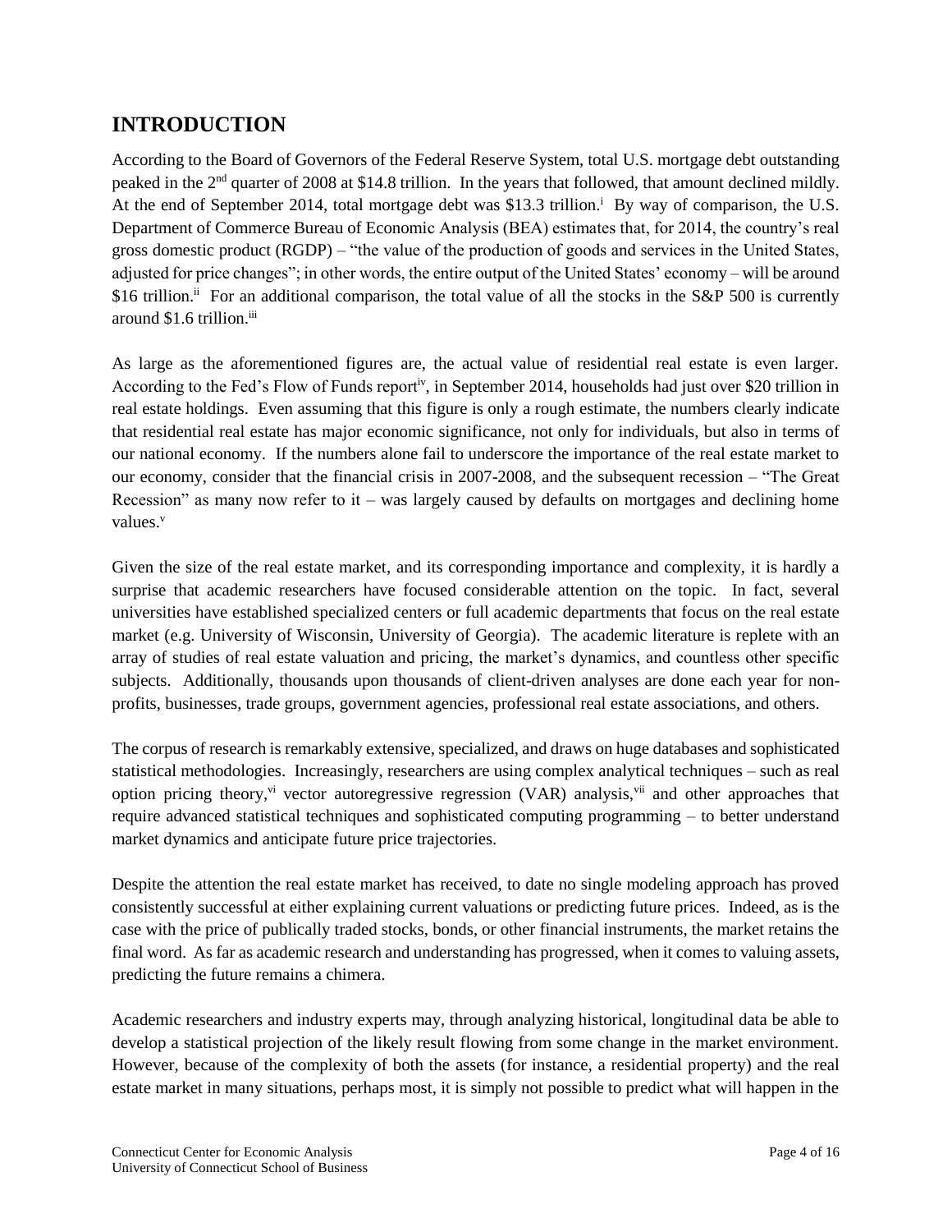## INTRODUCTION

According to the Board of Governors of the Federal Reserve System, total U.S. mortgage debt outstanding peaked in the 2nd quarter of 2008 at $14.8 trillion. In the years that followed, that amount declined mildly. At the end of September 2014, total mortgage debt was $13.3 trillion.[i] By way of comparison, the U.S. Department of Commerce Bureau of Economic Analysis (BEA) estimates that, for 2014, the country's real gross domestic product (RGDP) – "the value of the production of goods and services in the United States, adjusted for price changes"; in other words, the entire output of the United States' economy – will be around $16 trillion.[ii] For an additional comparison, the total value of all the stocks in the S&P 500 is currently around $1.6 trillion.[iii]

As large as the aforementioned figures are, the actual value of residential real estate is even larger. According to the Fed's Flow of Funds report[iv], in September 2014, households had just over $20 trillion in real estate holdings. Even assuming that this figure is only a rough estimate, the numbers clearly indicate that residential real estate has major economic significance, not only for individuals, but also in terms of our national economy. If the numbers alone fail to underscore the importance of the real estate market to our economy, consider that the financial crisis in 2007-2008, and the subsequent recession – "The Great Recession" as many now refer to it – was largely caused by defaults on mortgages and declining home values.[v]

Given the size of the real estate market, and its corresponding importance and complexity, it is hardly a surprise that academic researchers have focused considerable attention on the topic. In fact, several universities have established specialized centers or full academic departments that focus on the real estate market (e.g. University of Wisconsin, University of Georgia). The academic literature is replete with an array of studies of real estate valuation and pricing, the market's dynamics, and countless other specific subjects. Additionally, thousands upon thousands of client-driven analyses are done each year for non-profits, businesses, trade groups, government agencies, professional real estate associations, and others.

The corpus of research is remarkably extensive, specialized, and draws on huge databases and sophisticated statistical methodologies. Increasingly, researchers are using complex analytical techniques – such as real option pricing theory,[vi] vector autoregressive regression (VAR) analysis,[vii] and other approaches that require advanced statistical techniques and sophisticated computing programming – to better understand market dynamics and anticipate future price trajectories.

Despite the attention the real estate market has received, to date no single modeling approach has proved consistently successful at either explaining current valuations or predicting future prices. Indeed, as is the case with the price of publically traded stocks, bonds, or other financial instruments, the market retains the final word. As far as academic research and understanding has progressed, when it comes to valuing assets, predicting the future remains a chimera.

Academic researchers and industry experts may, through analyzing historical, longitudinal data be able to develop a statistical projection of the likely result flowing from some change in the market environment. However, because of the complexity of both the assets (for instance, a residential property) and the real estate market in many situations, perhaps most, it is simply not possible to predict what will happen in the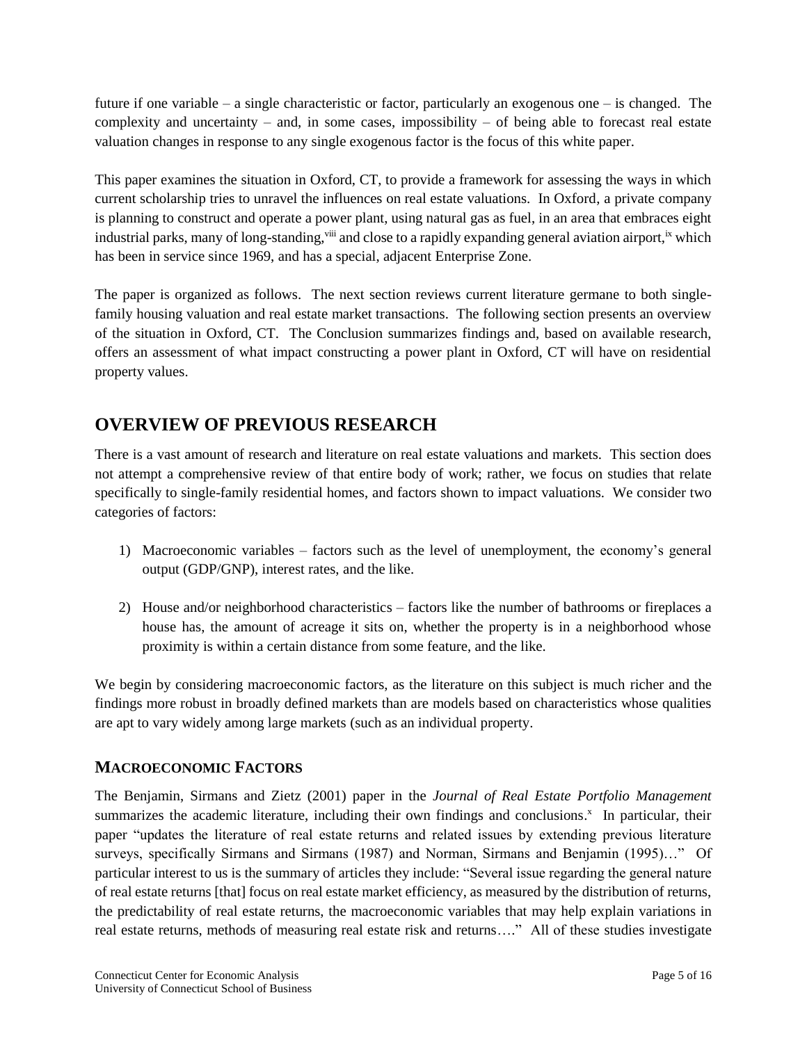future if one variable – a single characteristic or factor, particularly an exogenous one – is changed. The complexity and uncertainty – and, in some cases, impossibility – of being able to forecast real estate valuation changes in response to any single exogenous factor is the focus of this white paper.

This paper examines the situation in Oxford, CT, to provide a framework for assessing the ways in which current scholarship tries to unravel the influences on real estate valuations. In Oxford, a private company is planning to construct and operate a power plant, using natural gas as fuel, in an area that embraces eight industrial parks, many of long-standing,[viii] and close to a rapidly expanding general aviation airport,[ix] which has been in service since 1969, and has a special, adjacent Enterprise Zone.

The paper is organized as follows. The next section reviews current literature germane to both single-family housing valuation and real estate market transactions. The following section presents an overview of the situation in Oxford, CT. The Conclusion summarizes findings and, based on available research, offers an assessment of what impact constructing a power plant in Oxford, CT will have on residential property values.

## OVERVIEW OF PREVIOUS RESEARCH

There is a vast amount of research and literature on real estate valuations and markets. This section does not attempt a comprehensive review of that entire body of work; rather, we focus on studies that relate specifically to single-family residential homes, and factors shown to impact valuations. We consider two categories of factors:

1) Macroeconomic variables – factors such as the level of unemployment, the economy's general output (GDP/GNP), interest rates, and the like.

2) House and/or neighborhood characteristics – factors like the number of bathrooms or fireplaces a house has, the amount of acreage it sits on, whether the property is in a neighborhood whose proximity is within a certain distance from some feature, and the like.

We begin by considering macroeconomic factors, as the literature on this subject is much richer and the findings more robust in broadly defined markets than are models based on characteristics whose qualities are apt to vary widely among large markets (such as an individual property.

### MACROECONOMIC FACTORS

The Benjamin, Sirmans and Zietz (2001) paper in the *Journal of Real Estate Portfolio Management* summarizes the academic literature, including their own findings and conclusions.[x] In particular, their paper "updates the literature of real estate returns and related issues by extending previous literature surveys, specifically Sirmans and Sirmans (1987) and Norman, Sirmans and Benjamin (1995)…" Of particular interest to us is the summary of articles they include: "Several issue regarding the general nature of real estate returns [that] focus on real estate market efficiency, as measured by the distribution of returns, the predictability of real estate returns, the macroeconomic variables that may help explain variations in real estate returns, methods of measuring real estate risk and returns…." All of these studies investigate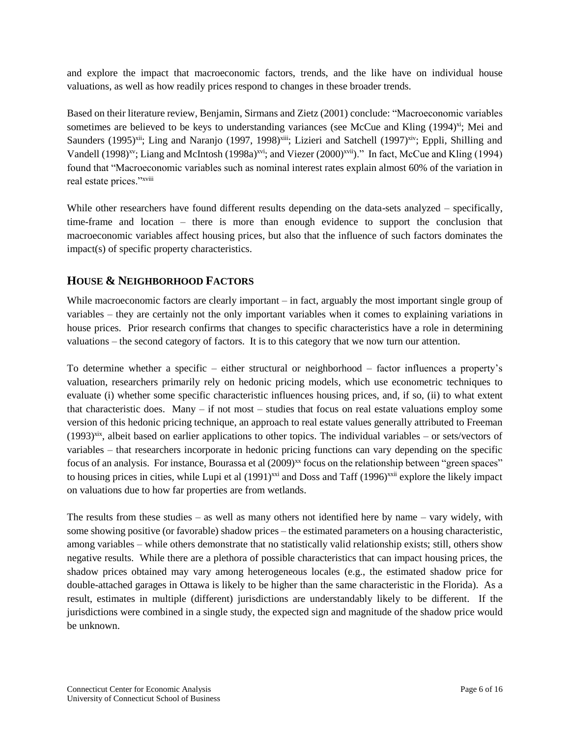and explore the impact that macroeconomic factors, trends, and the like have on individual house valuations, as well as how readily prices respond to changes in these broader trends.

Based on their literature review, Benjamin, Sirmans and Zietz (2001) conclude: "Macroeconomic variables sometimes are believed to be keys to understanding variances (see McCue and Kling (1994)[xi]; Mei and Saunders (1995)[xii]; Ling and Naranjo (1997, 1998)[xiii]; Lizieri and Satchell (1997)[xiv]; Eppli, Shilling and Vandell (1998)[xv]; Liang and McIntosh (1998a)[xvi]; and Viezer (2000)[xvii])." In fact, McCue and Kling (1994) found that "Macroeconomic variables such as nominal interest rates explain almost 60% of the variation in real estate prices."[xviii]

While other researchers have found different results depending on the data-sets analyzed – specifically, time-frame and location – there is more than enough evidence to support the conclusion that macroeconomic variables affect housing prices, but also that the influence of such factors dominates the impact(s) of specific property characteristics.

## HOUSE & NEIGHBORHOOD FACTORS

While macroeconomic factors are clearly important – in fact, arguably the most important single group of variables – they are certainly not the only important variables when it comes to explaining variations in house prices. Prior research confirms that changes to specific characteristics have a role in determining valuations – the second category of factors. It is to this category that we now turn our attention.

To determine whether a specific – either structural or neighborhood – factor influences a property's valuation, researchers primarily rely on hedonic pricing models, which use econometric techniques to evaluate (i) whether some specific characteristic influences housing prices, and, if so, (ii) to what extent that characteristic does. Many – if not most – studies that focus on real estate valuations employ some version of this hedonic pricing technique, an approach to real estate values generally attributed to Freeman (1993)[xix], albeit based on earlier applications to other topics. The individual variables – or sets/vectors of variables – that researchers incorporate in hedonic pricing functions can vary depending on the specific focus of an analysis. For instance, Bourassa et al (2009)[xx] focus on the relationship between "green spaces" to housing prices in cities, while Lupi et al (1991)[xxi] and Doss and Taff (1996)[xxii] explore the likely impact on valuations due to how far properties are from wetlands.

The results from these studies – as well as many others not identified here by name – vary widely, with some showing positive (or favorable) shadow prices – the estimated parameters on a housing characteristic, among variables – while others demonstrate that no statistically valid relationship exists; still, others show negative results. While there are a plethora of possible characteristics that can impact housing prices, the shadow prices obtained may vary among heterogeneous locales (e.g., the estimated shadow price for double-attached garages in Ottawa is likely to be higher than the same characteristic in the Florida). As a result, estimates in multiple (different) jurisdictions are understandably likely to be different. If the jurisdictions were combined in a single study, the expected sign and magnitude of the shadow price would be unknown.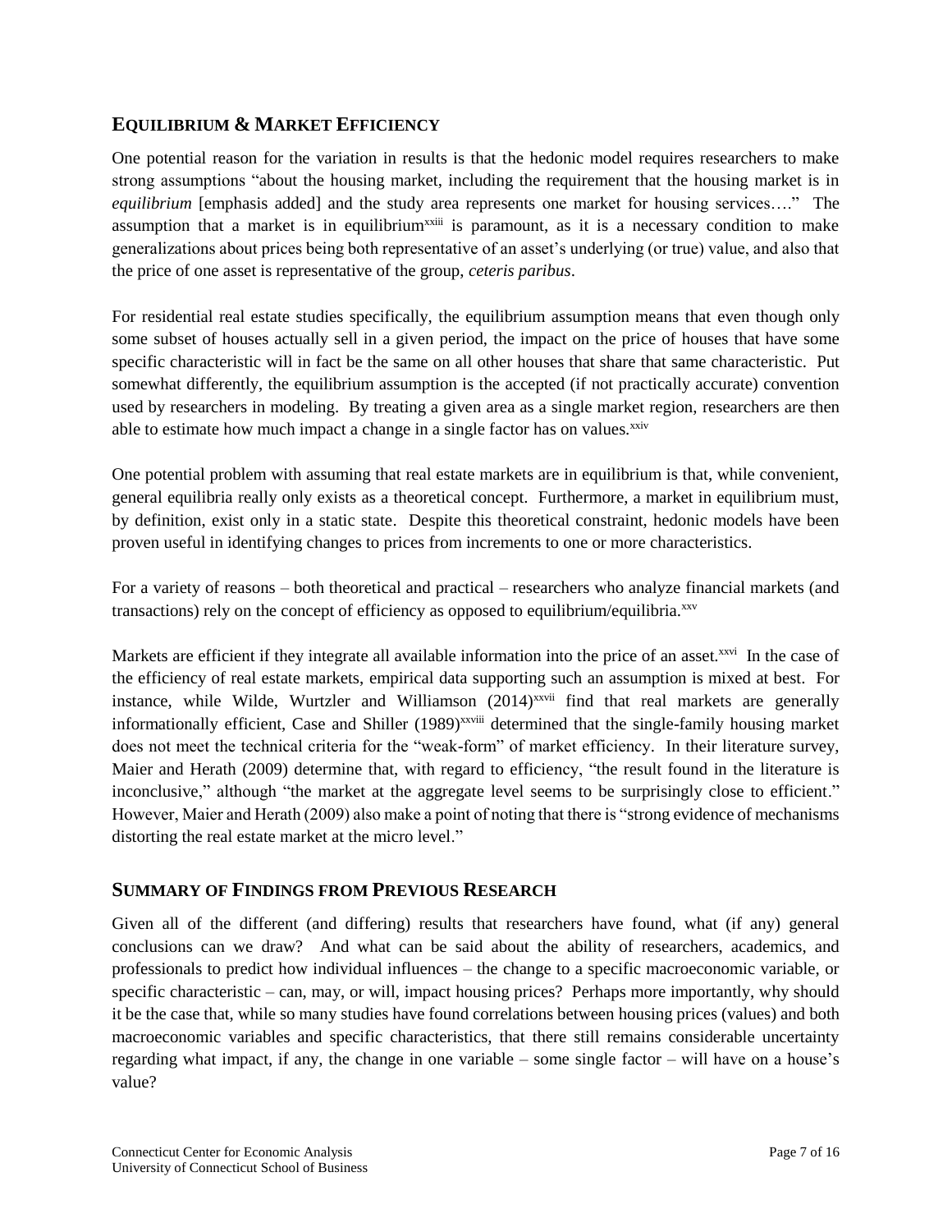## EQUILIBRIUM & MARKET EFFICIENCY

One potential reason for the variation in results is that the hedonic model requires researchers to make strong assumptions "about the housing market, including the requirement that the housing market is in *equilibrium* [emphasis added] and the study area represents one market for housing services…." The assumption that a market is in equilibrium[xxiii] is paramount, as it is a necessary condition to make generalizations about prices being both representative of an asset's underlying (or true) value, and also that the price of one asset is representative of the group, *ceteris paribus*.

For residential real estate studies specifically, the equilibrium assumption means that even though only some subset of houses actually sell in a given period, the impact on the price of houses that have some specific characteristic will in fact be the same on all other houses that share that same characteristic. Put somewhat differently, the equilibrium assumption is the accepted (if not practically accurate) convention used by researchers in modeling. By treating a given area as a single market region, researchers are then able to estimate how much impact a change in a single factor has on values.[xxiv]

One potential problem with assuming that real estate markets are in equilibrium is that, while convenient, general equilibria really only exists as a theoretical concept. Furthermore, a market in equilibrium must, by definition, exist only in a static state. Despite this theoretical constraint, hedonic models have been proven useful in identifying changes to prices from increments to one or more characteristics.

For a variety of reasons – both theoretical and practical – researchers who analyze financial markets (and transactions) rely on the concept of efficiency as opposed to equilibrium/equilibria.[xxv]

Markets are efficient if they integrate all available information into the price of an asset.[xxvi] In the case of the efficiency of real estate markets, empirical data supporting such an assumption is mixed at best. For instance, while Wilde, Wurtzler and Williamson (2014)[xxvii] find that real markets are generally informationally efficient, Case and Shiller (1989)[xxviii] determined that the single-family housing market does not meet the technical criteria for the "weak-form" of market efficiency. In their literature survey, Maier and Herath (2009) determine that, with regard to efficiency, "the result found in the literature is inconclusive," although "the market at the aggregate level seems to be surprisingly close to efficient." However, Maier and Herath (2009) also make a point of noting that there is "strong evidence of mechanisms distorting the real estate market at the micro level."

## SUMMARY OF FINDINGS FROM PREVIOUS RESEARCH

Given all of the different (and differing) results that researchers have found, what (if any) general conclusions can we draw? And what can be said about the ability of researchers, academics, and professionals to predict how individual influences – the change to a specific macroeconomic variable, or specific characteristic – can, may, or will, impact housing prices? Perhaps more importantly, why should it be the case that, while so many studies have found correlations between housing prices (values) and both macroeconomic variables and specific characteristics, that there still remains considerable uncertainty regarding what impact, if any, the change in one variable – some single factor – will have on a house's value?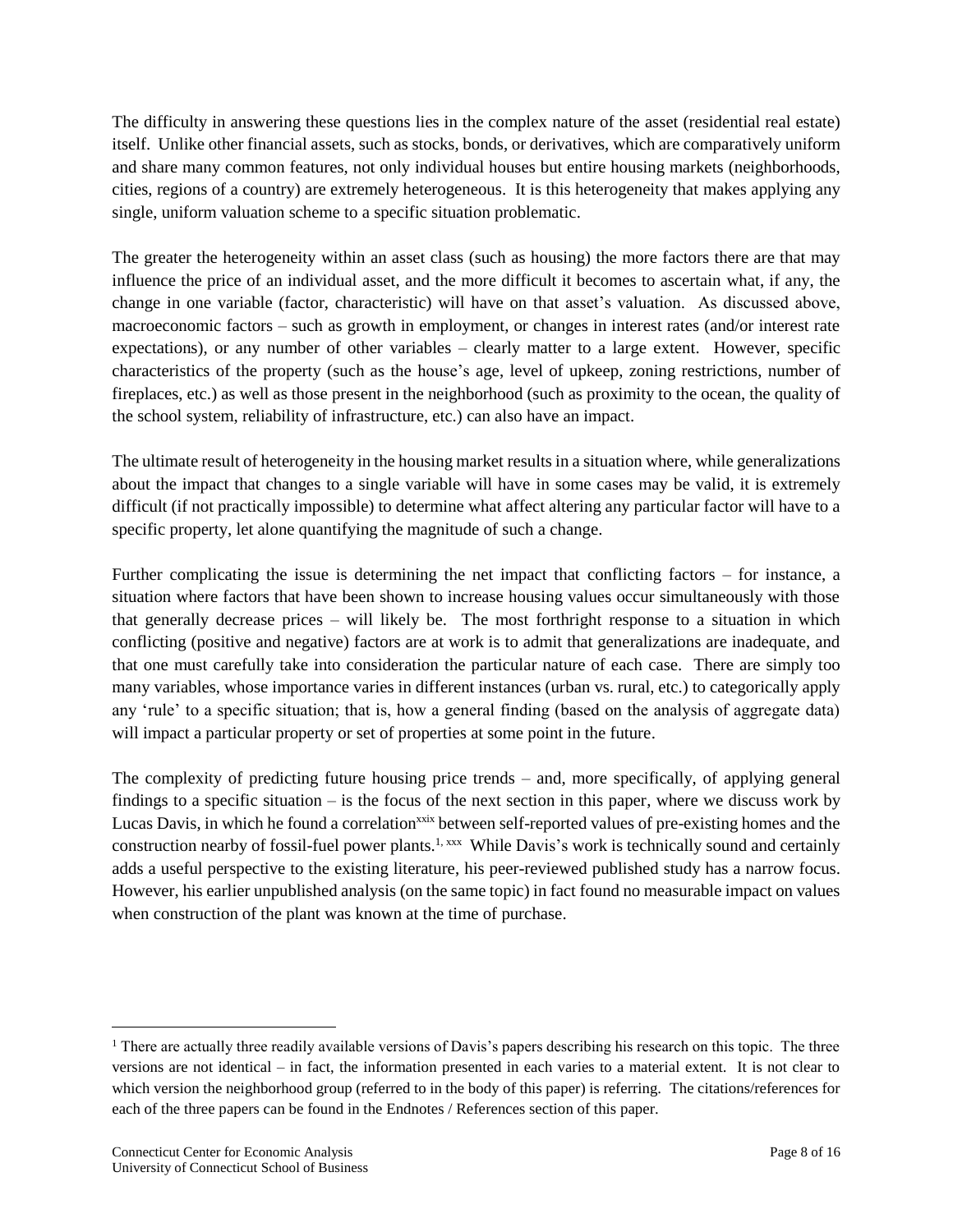The difficulty in answering these questions lies in the complex nature of the asset (residential real estate) itself. Unlike other financial assets, such as stocks, bonds, or derivatives, which are comparatively uniform and share many common features, not only individual houses but entire housing markets (neighborhoods, cities, regions of a country) are extremely heterogeneous. It is this heterogeneity that makes applying any single, uniform valuation scheme to a specific situation problematic.

The greater the heterogeneity within an asset class (such as housing) the more factors there are that may influence the price of an individual asset, and the more difficult it becomes to ascertain what, if any, the change in one variable (factor, characteristic) will have on that asset's valuation. As discussed above, macroeconomic factors – such as growth in employment, or changes in interest rates (and/or interest rate expectations), or any number of other variables – clearly matter to a large extent. However, specific characteristics of the property (such as the house's age, level of upkeep, zoning restrictions, number of fireplaces, etc.) as well as those present in the neighborhood (such as proximity to the ocean, the quality of the school system, reliability of infrastructure, etc.) can also have an impact.

The ultimate result of heterogeneity in the housing market results in a situation where, while generalizations about the impact that changes to a single variable will have in some cases may be valid, it is extremely difficult (if not practically impossible) to determine what affect altering any particular factor will have to a specific property, let alone quantifying the magnitude of such a change.

Further complicating the issue is determining the net impact that conflicting factors – for instance, a situation where factors that have been shown to increase housing values occur simultaneously with those that generally decrease prices – will likely be. The most forthright response to a situation in which conflicting (positive and negative) factors are at work is to admit that generalizations are inadequate, and that one must carefully take into consideration the particular nature of each case. There are simply too many variables, whose importance varies in different instances (urban vs. rural, etc.) to categorically apply any 'rule' to a specific situation; that is, how a general finding (based on the analysis of aggregate data) will impact a particular property or set of properties at some point in the future.

The complexity of predicting future housing price trends – and, more specifically, of applying general findings to a specific situation – is the focus of the next section in this paper, where we discuss work by Lucas Davis, in which he found a correlation[xxix] between self-reported values of pre-existing homes and the construction nearby of fossil-fuel power plants.[1, xxx] While Davis's work is technically sound and certainly adds a useful perspective to the existing literature, his peer-reviewed published study has a narrow focus. However, his earlier unpublished analysis (on the same topic) in fact found no measurable impact on values when construction of the plant was known at the time of purchase.

---

[1] There are actually three readily available versions of Davis's papers describing his research on this topic. The three versions are not identical – in fact, the information presented in each varies to a material extent. It is not clear to which version the neighborhood group (referred to in the body of this paper) is referring. The citations/references for each of the three papers can be found in the Endnotes / References section of this paper.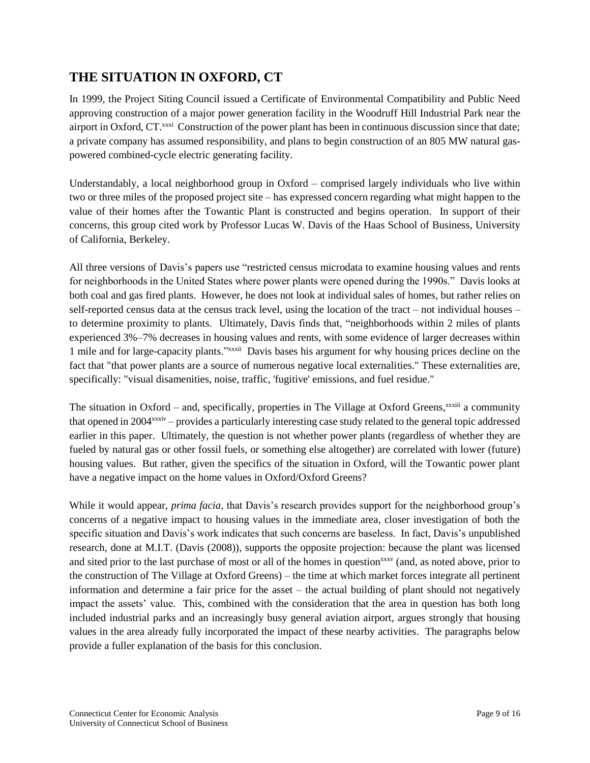## THE SITUATION IN OXFORD, CT

In 1999, the Project Siting Council issued a Certificate of Environmental Compatibility and Public Need approving construction of a major power generation facility in the Woodruff Hill Industrial Park near the airport in Oxford, CT.[xxxi] Construction of the power plant has been in continuous discussion since that date; a private company has assumed responsibility, and plans to begin construction of an 805 MW natural gas-powered combined-cycle electric generating facility.

Understandably, a local neighborhood group in Oxford – comprised largely individuals who live within two or three miles of the proposed project site – has expressed concern regarding what might happen to the value of their homes after the Towantic Plant is constructed and begins operation. In support of their concerns, this group cited work by Professor Lucas W. Davis of the Haas School of Business, University of California, Berkeley.

All three versions of Davis's papers use "restricted census microdata to examine housing values and rents for neighborhoods in the United States where power plants were opened during the 1990s." Davis looks at both coal and gas fired plants. However, he does not look at individual sales of homes, but rather relies on self-reported census data at the census track level, using the location of the tract – not individual houses – to determine proximity to plants. Ultimately, Davis finds that, "neighborhoods within 2 miles of plants experienced 3%–7% decreases in housing values and rents, with some evidence of larger decreases within 1 mile and for large-capacity plants."[xxxii] Davis bases his argument for why housing prices decline on the fact that "that power plants are a source of numerous negative local externalities." These externalities are, specifically: "visual disamenities, noise, traffic, 'fugitive' emissions, and fuel residue."

The situation in Oxford – and, specifically, properties in The Village at Oxford Greens,[xxxiii] a community that opened in 2004[xxxiv] – provides a particularly interesting case study related to the general topic addressed earlier in this paper. Ultimately, the question is not whether power plants (regardless of whether they are fueled by natural gas or other fossil fuels, or something else altogether) are correlated with lower (future) housing values. But rather, given the specifics of the situation in Oxford, will the Towantic power plant have a negative impact on the home values in Oxford/Oxford Greens?

While it would appear, *prima facia*, that Davis's research provides support for the neighborhood group's concerns of a negative impact to housing values in the immediate area, closer investigation of both the specific situation and Davis's work indicates that such concerns are baseless. In fact, Davis's unpublished research, done at M.I.T. (Davis (2008)), supports the opposite projection: because the plant was licensed and sited prior to the last purchase of most or all of the homes in question[xxxv] (and, as noted above, prior to the construction of The Village at Oxford Greens) – the time at which market forces integrate all pertinent information and determine a fair price for the asset – the actual building of plant should not negatively impact the assets' value. This, combined with the consideration that the area in question has both long included industrial parks and an increasingly busy general aviation airport, argues strongly that housing values in the area already fully incorporated the impact of these nearby activities. The paragraphs below provide a fuller explanation of the basis for this conclusion.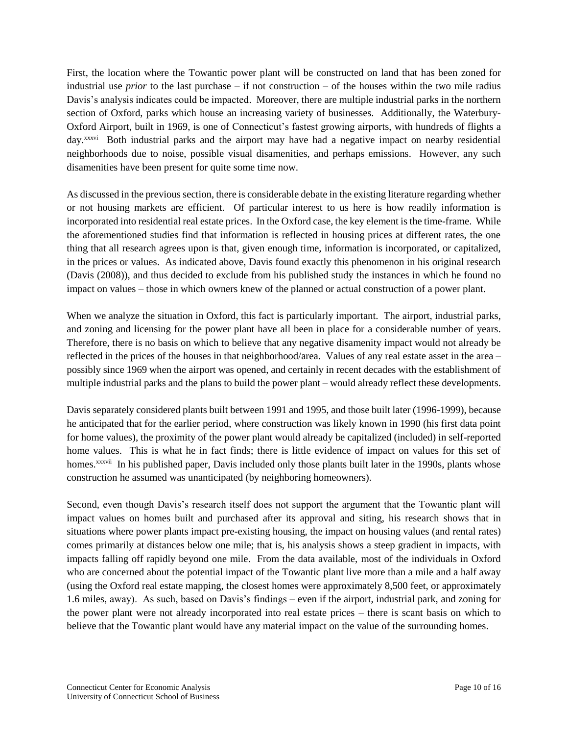First, the location where the Towantic power plant will be constructed on land that has been zoned for industrial use *prior* to the last purchase – if not construction – of the houses within the two mile radius Davis's analysis indicates could be impacted. Moreover, there are multiple industrial parks in the northern section of Oxford, parks which house an increasing variety of businesses. Additionally, the Waterbury-Oxford Airport, built in 1969, is one of Connecticut's fastest growing airports, with hundreds of flights a day.[xxxvi] Both industrial parks and the airport may have had a negative impact on nearby residential neighborhoods due to noise, possible visual disamenities, and perhaps emissions. However, any such disamenities have been present for quite some time now.

As discussed in the previous section, there is considerable debate in the existing literature regarding whether or not housing markets are efficient. Of particular interest to us here is how readily information is incorporated into residential real estate prices. In the Oxford case, the key element is the time-frame. While the aforementioned studies find that information is reflected in housing prices at different rates, the one thing that all research agrees upon is that, given enough time, information is incorporated, or capitalized, in the prices or values. As indicated above, Davis found exactly this phenomenon in his original research (Davis (2008)), and thus decided to exclude from his published study the instances in which he found no impact on values – those in which owners knew of the planned or actual construction of a power plant.

When we analyze the situation in Oxford, this fact is particularly important. The airport, industrial parks, and zoning and licensing for the power plant have all been in place for a considerable number of years. Therefore, there is no basis on which to believe that any negative disamenity impact would not already be reflected in the prices of the houses in that neighborhood/area. Values of any real estate asset in the area – possibly since 1969 when the airport was opened, and certainly in recent decades with the establishment of multiple industrial parks and the plans to build the power plant – would already reflect these developments.

Davis separately considered plants built between 1991 and 1995, and those built later (1996-1999), because he anticipated that for the earlier period, where construction was likely known in 1990 (his first data point for home values), the proximity of the power plant would already be capitalized (included) in self-reported home values. This is what he in fact finds; there is little evidence of impact on values for this set of homes.[xxxvii] In his published paper, Davis included only those plants built later in the 1990s, plants whose construction he assumed was unanticipated (by neighboring homeowners).

Second, even though Davis's research itself does not support the argument that the Towantic plant will impact values on homes built and purchased after its approval and siting, his research shows that in situations where power plants impact pre-existing housing, the impact on housing values (and rental rates) comes primarily at distances below one mile; that is, his analysis shows a steep gradient in impacts, with impacts falling off rapidly beyond one mile. From the data available, most of the individuals in Oxford who are concerned about the potential impact of the Towantic plant live more than a mile and a half away (using the Oxford real estate mapping, the closest homes were approximately 8,500 feet, or approximately 1.6 miles, away). As such, based on Davis's findings – even if the airport, industrial park, and zoning for the power plant were not already incorporated into real estate prices – there is scant basis on which to believe that the Towantic plant would have any material impact on the value of the surrounding homes.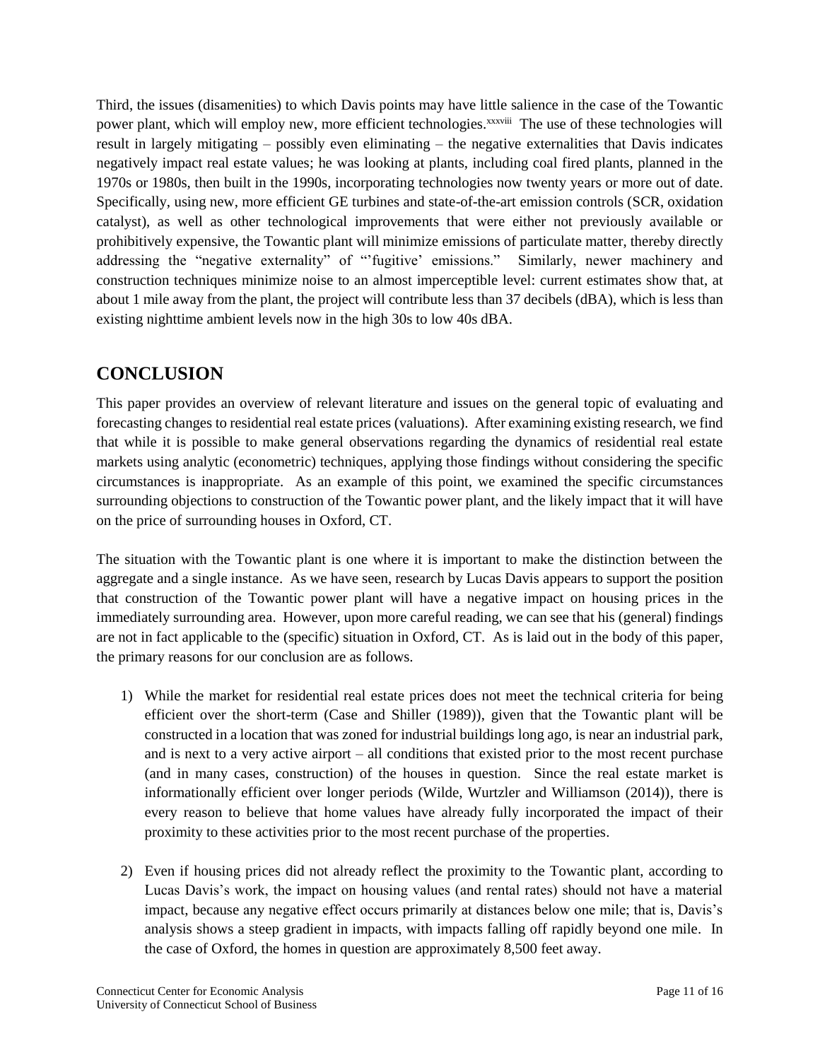Third, the issues (disamenities) to which Davis points may have little salience in the case of the Towantic power plant, which will employ new, more efficient technologies.[xxxviii] The use of these technologies will result in largely mitigating – possibly even eliminating – the negative externalities that Davis indicates negatively impact real estate values; he was looking at plants, including coal fired plants, planned in the 1970s or 1980s, then built in the 1990s, incorporating technologies now twenty years or more out of date. Specifically, using new, more efficient GE turbines and state-of-the-art emission controls (SCR, oxidation catalyst), as well as other technological improvements that were either not previously available or prohibitively expensive, the Towantic plant will minimize emissions of particulate matter, thereby directly addressing the "negative externality" of "'fugitive' emissions." Similarly, newer machinery and construction techniques minimize noise to an almost imperceptible level: current estimates show that, at about 1 mile away from the plant, the project will contribute less than 37 decibels (dBA), which is less than existing nighttime ambient levels now in the high 30s to low 40s dBA.

## CONCLUSION

This paper provides an overview of relevant literature and issues on the general topic of evaluating and forecasting changes to residential real estate prices (valuations). After examining existing research, we find that while it is possible to make general observations regarding the dynamics of residential real estate markets using analytic (econometric) techniques, applying those findings without considering the specific circumstances is inappropriate. As an example of this point, we examined the specific circumstances surrounding objections to construction of the Towantic power plant, and the likely impact that it will have on the price of surrounding houses in Oxford, CT.

The situation with the Towantic plant is one where it is important to make the distinction between the aggregate and a single instance. As we have seen, research by Lucas Davis appears to support the position that construction of the Towantic power plant will have a negative impact on housing prices in the immediately surrounding area. However, upon more careful reading, we can see that his (general) findings are not in fact applicable to the (specific) situation in Oxford, CT. As is laid out in the body of this paper, the primary reasons for our conclusion are as follows.

1) While the market for residential real estate prices does not meet the technical criteria for being efficient over the short-term (Case and Shiller (1989)), given that the Towantic plant will be constructed in a location that was zoned for industrial buildings long ago, is near an industrial park, and is next to a very active airport – all conditions that existed prior to the most recent purchase (and in many cases, construction) of the houses in question. Since the real estate market is informationally efficient over longer periods (Wilde, Wurtzler and Williamson (2014)), there is every reason to believe that home values have already fully incorporated the impact of their proximity to these activities prior to the most recent purchase of the properties.

2) Even if housing prices did not already reflect the proximity to the Towantic plant, according to Lucas Davis's work, the impact on housing values (and rental rates) should not have a material impact, because any negative effect occurs primarily at distances below one mile; that is, Davis's analysis shows a steep gradient in impacts, with impacts falling off rapidly beyond one mile. In the case of Oxford, the homes in question are approximately 8,500 feet away.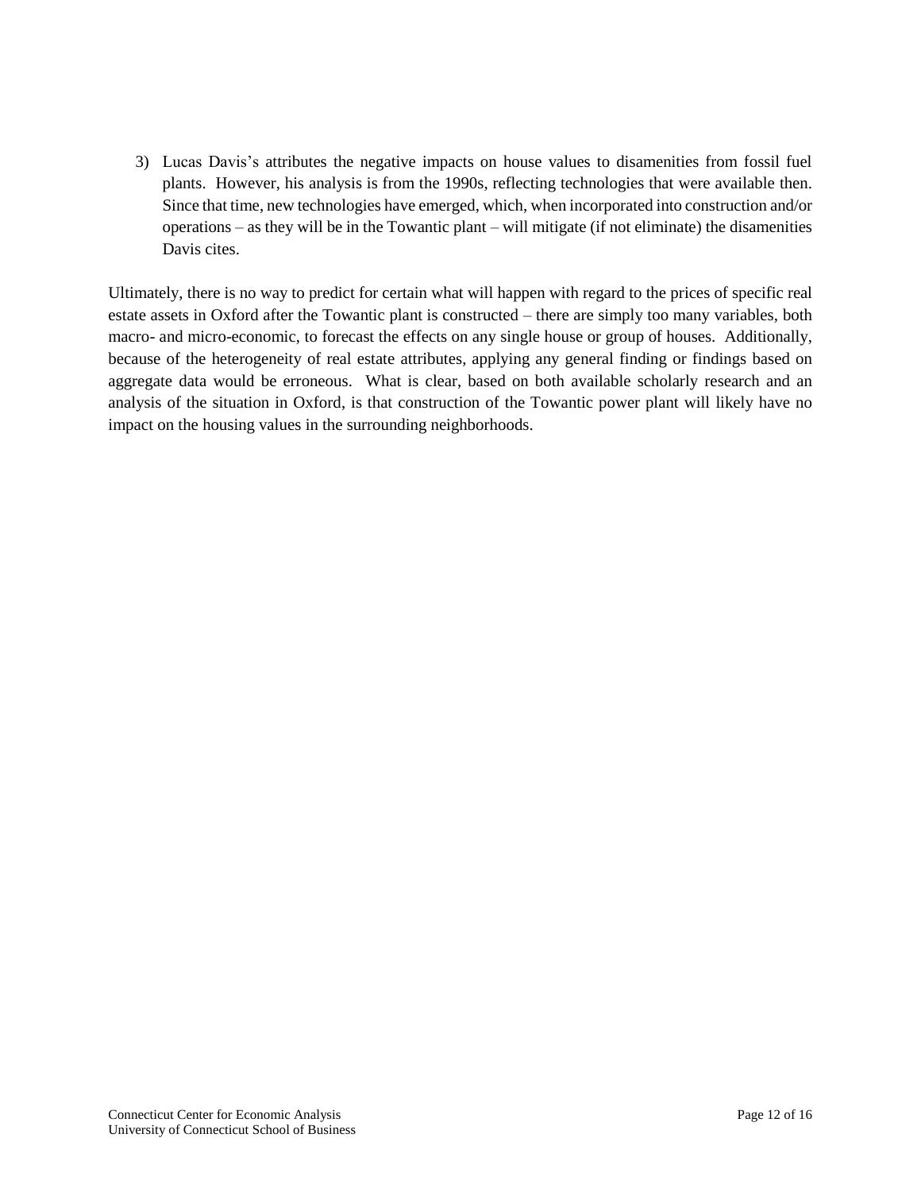3) Lucas Davis's attributes the negative impacts on house values to disamenities from fossil fuel plants. However, his analysis is from the 1990s, reflecting technologies that were available then. Since that time, new technologies have emerged, which, when incorporated into construction and/or operations – as they will be in the Towantic plant – will mitigate (if not eliminate) the disamenities Davis cites.

Ultimately, there is no way to predict for certain what will happen with regard to the prices of specific real estate assets in Oxford after the Towantic plant is constructed – there are simply too many variables, both macro- and micro-economic, to forecast the effects on any single house or group of houses. Additionally, because of the heterogeneity of real estate attributes, applying any general finding or findings based on aggregate data would be erroneous. What is clear, based on both available scholarly research and an analysis of the situation in Oxford, is that construction of the Towantic power plant will likely have no impact on the housing values in the surrounding neighborhoods.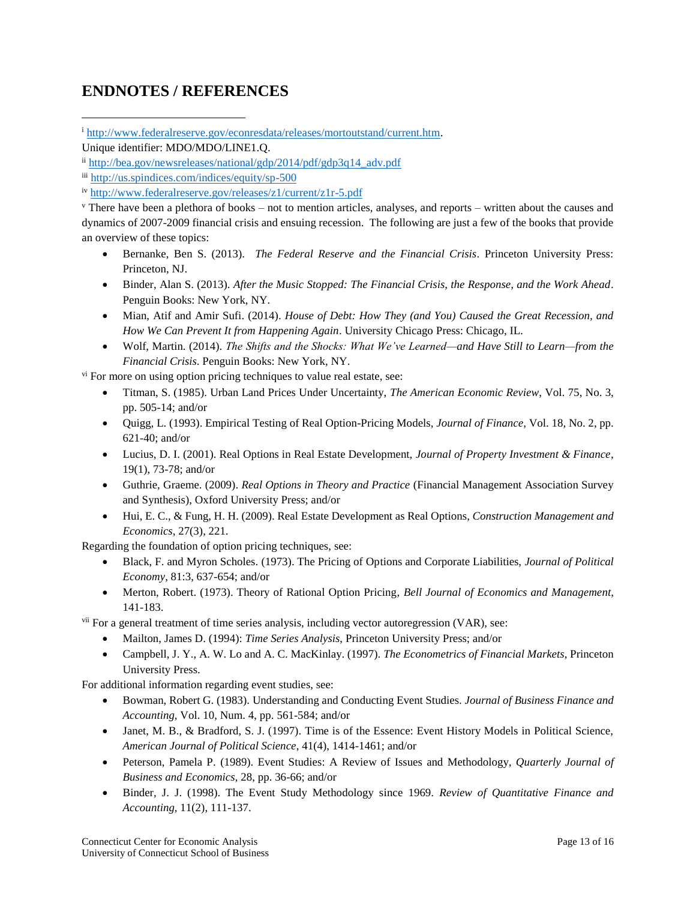## ENDNOTES / REFERENCES

[i] http://www.federalreserve.gov/econresdata/releases/mortoutstand/current.htm.

Unique identifier: MDO/MDO/LINE1.Q.

[ii] http://bea.gov/newsreleases/national/gdp/2014/pdf/gdp3q14_adv.pdf

[iii] http://us.spindices.com/indices/equity/sp-500

[iv] http://www.federalreserve.gov/releases/z1/current/z1r-5.pdf

[v] There have been a plethora of books – not to mention articles, analyses, and reports – written about the causes and dynamics of 2007-2009 financial crisis and ensuing recession. The following are just a few of the books that provide an overview of these topics:

- Bernanke, Ben S. (2013). *The Federal Reserve and the Financial Crisis*. Princeton University Press: Princeton, NJ.
- Binder, Alan S. (2013). *After the Music Stopped: The Financial Crisis, the Response, and the Work Ahead*. Penguin Books: New York, NY.
- Mian, Atif and Amir Sufi. (2014). *House of Debt: How They (and You) Caused the Great Recession, and How We Can Prevent It from Happening Again*. University Chicago Press: Chicago, IL.
- Wolf, Martin. (2014). *The Shifts and the Shocks: What We've Learned—and Have Still to Learn—from the Financial Crisis*. Penguin Books: New York, NY.

[vi] For more on using option pricing techniques to value real estate, see:

- Titman, S. (1985). Urban Land Prices Under Uncertainty, *The American Economic Review*, Vol. 75, No. 3, pp. 505-14; and/or
- Quigg, L. (1993). Empirical Testing of Real Option-Pricing Models, *Journal of Finance*, Vol. 18, No. 2, pp. 621-40; and/or
- Lucius, D. I. (2001). Real Options in Real Estate Development, *Journal of Property Investment & Finance*, 19(1), 73-78; and/or
- Guthrie, Graeme. (2009). *Real Options in Theory and Practice* (Financial Management Association Survey and Synthesis), Oxford University Press; and/or
- Hui, E. C., & Fung, H. H. (2009). Real Estate Development as Real Options, *Construction Management and Economics*, 27(3), 221.

Regarding the foundation of option pricing techniques, see:

- Black, F. and Myron Scholes. (1973). The Pricing of Options and Corporate Liabilities, *Journal of Political Economy*, 81:3, 637-654; and/or
- Merton, Robert. (1973). Theory of Rational Option Pricing, *Bell Journal of Economics and Management*, 141-183.

[vii] For a general treatment of time series analysis, including vector autoregression (VAR), see:

- Mailton, James D. (1994): *Time Series Analysis*, Princeton University Press; and/or
- Campbell, J. Y., A. W. Lo and A. C. MacKinlay. (1997). *The Econometrics of Financial Markets*, Princeton University Press.

For additional information regarding event studies, see:

- Bowman, Robert G. (1983). Understanding and Conducting Event Studies. *Journal of Business Finance and Accounting*, Vol. 10, Num. 4, pp. 561-584; and/or
- Janet, M. B., & Bradford, S. J. (1997). Time is of the Essence: Event History Models in Political Science, *American Journal of Political Science*, 41(4), 1414-1461; and/or
- Peterson, Pamela P. (1989). Event Studies: A Review of Issues and Methodology, *Quarterly Journal of Business and Economics*, 28, pp. 36-66; and/or
- Binder, J. J. (1998). The Event Study Methodology since 1969. *Review of Quantitative Finance and Accounting*, 11(2), 111-137.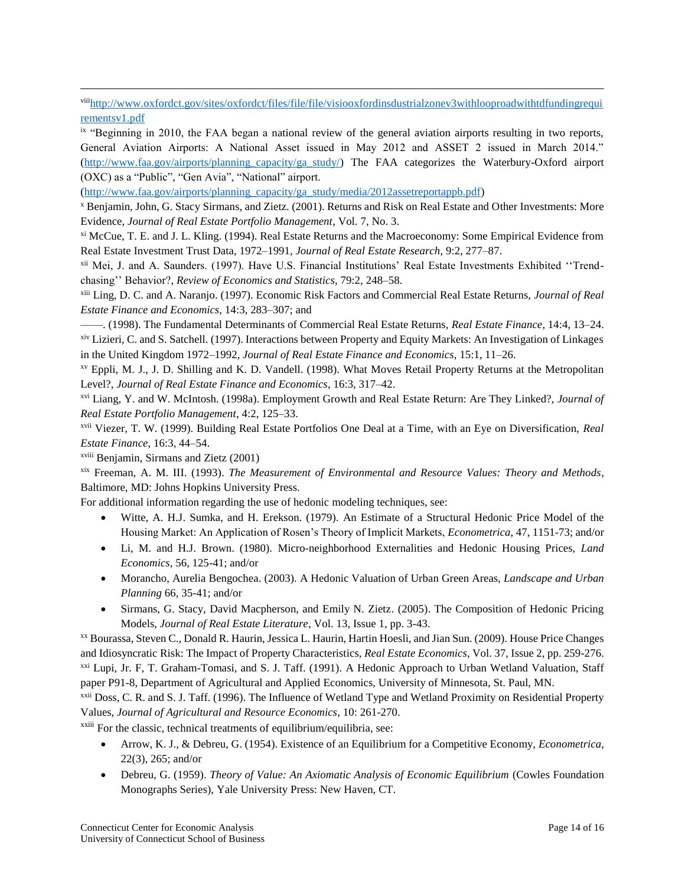[viii] http://www.oxfordct.gov/sites/oxfordct/files/file/file/visiooxfordinsdustrialzonev3withlooproadwithtdfundingrequirementsv1.pdf

[ix] "Beginning in 2010, the FAA began a national review of the general aviation airports resulting in two reports, General Aviation Airports: A National Asset issued in May 2012 and ASSET 2 issued in March 2014." (http://www.faa.gov/airports/planning_capacity/ga_study/) The FAA categorizes the Waterbury-Oxford airport (OXC) as a "Public", "Gen Avia", "National" airport. (http://www.faa.gov/airports/planning_capacity/ga_study/media/2012assetreportappb.pdf)

[x] Benjamin, John, G. Stacy Sirmans, and Zietz. (2001). Returns and Risk on Real Estate and Other Investments: More Evidence, *Journal of Real Estate Portfolio Management*, Vol. 7, No. 3.

[xi] McCue, T. E. and J. L. Kling. (1994). Real Estate Returns and the Macroeconomy: Some Empirical Evidence from Real Estate Investment Trust Data, 1972–1991, *Journal of Real Estate Research*, 9:2, 277–87.

[xii] Mei, J. and A. Saunders. (1997). Have U.S. Financial Institutions' Real Estate Investments Exhibited ''Trend-chasing'' Behavior?, *Review of Economics and Statistics*, 79:2, 248–58.

[xiii] Ling, D. C. and A. Naranjo. (1997). Economic Risk Factors and Commercial Real Estate Returns, *Journal of Real Estate Finance and Economics*, 14:3, 283–307; and

——. (1998). The Fundamental Determinants of Commercial Real Estate Returns, *Real Estate Finance*, 14:4, 13–24.

[xiv] Lizieri, C. and S. Satchell. (1997). Interactions between Property and Equity Markets: An Investigation of Linkages in the United Kingdom 1972–1992, *Journal of Real Estate Finance and Economics*, 15:1, 11–26.

[xv] Eppli, M. J., J. D. Shilling and K. D. Vandell. (1998). What Moves Retail Property Returns at the Metropolitan Level?, *Journal of Real Estate Finance and Economics*, 16:3, 317–42.

[xvi] Liang, Y. and W. McIntosh. (1998a). Employment Growth and Real Estate Return: Are They Linked?, *Journal of Real Estate Portfolio Management*, 4:2, 125–33.

[xvii] Viezer, T. W. (1999). Building Real Estate Portfolios One Deal at a Time, with an Eye on Diversification, *Real Estate Finance*, 16:3, 44–54.

[xviii] Benjamin, Sirmans and Zietz (2001)

[xix] Freeman, A. M. III. (1993). *The Measurement of Environmental and Resource Values: Theory and Methods*, Baltimore, MD: Johns Hopkins University Press.

For additional information regarding the use of hedonic modeling techniques, see:

- Witte, A. H.J. Sumka, and H. Erekson. (1979). An Estimate of a Structural Hedonic Price Model of the Housing Market: An Application of Rosen's Theory of Implicit Markets, *Econometrica*, 47, 1151-73; and/or
- Li, M. and H.J. Brown. (1980). Micro-neighborhood Externalities and Hedonic Housing Prices, *Land Economics*, 56, 125-41; and/or
- Morancho, Aurelia Bengochea. (2003). A Hedonic Valuation of Urban Green Areas, *Landscape and Urban Planning* 66, 35-41; and/or
- Sirmans, G. Stacy, David Macpherson, and Emily N. Zietz. (2005). The Composition of Hedonic Pricing Models, *Journal of Real Estate Literature*, Vol. 13, Issue 1, pp. 3-43.

[xx] Bourassa, Steven C., Donald R. Haurin, Jessica L. Haurin, Hartin Hoesli, and Jian Sun. (2009). House Price Changes and Idiosyncratic Risk: The Impact of Property Characteristics, *Real Estate Economics*, Vol. 37, Issue 2, pp. 259-276.

[xxi] Lupi, Jr. F, T. Graham-Tomasi, and S. J. Taff. (1991). A Hedonic Approach to Urban Wetland Valuation, Staff paper P91-8, Department of Agricultural and Applied Economics, University of Minnesota, St. Paul, MN.

[xxii] Doss, C. R. and S. J. Taff. (1996). The Influence of Wetland Type and Wetland Proximity on Residential Property Values, *Journal of Agricultural and Resource Economics*, 10: 261-270.

[xxiii] For the classic, technical treatments of equilibrium/equilibria, see:

- Arrow, K. J., & Debreu, G. (1954). Existence of an Equilibrium for a Competitive Economy, *Econometrica*, 22(3), 265; and/or
- Debreu, G. (1959). *Theory of Value: An Axiomatic Analysis of Economic Equilibrium* (Cowles Foundation Monographs Series), Yale University Press: New Haven, CT.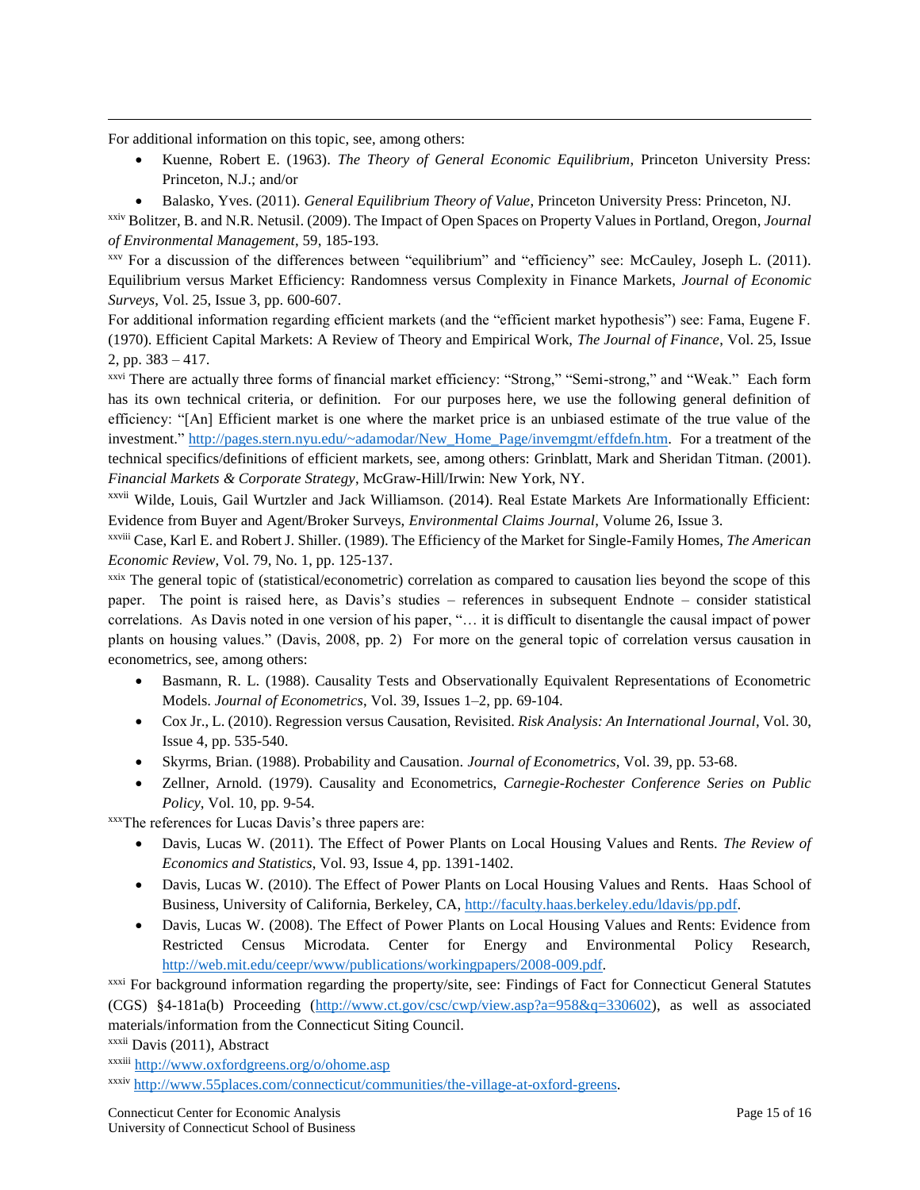For additional information on this topic, see, among others:

- Kuenne, Robert E. (1963). *The Theory of General Economic Equilibrium*, Princeton University Press: Princeton, N.J.; and/or
- Balasko, Yves. (2011). *General Equilibrium Theory of Value*, Princeton University Press: Princeton, NJ.

[xxiv] Bolitzer, B. and N.R. Netusil. (2009). The Impact of Open Spaces on Property Values in Portland, Oregon, *Journal of Environmental Management*, 59, 185-193.

[xxv] For a discussion of the differences between "equilibrium" and "efficiency" see: McCauley, Joseph L. (2011). Equilibrium versus Market Efficiency: Randomness versus Complexity in Finance Markets, *Journal of Economic Surveys*, Vol. 25, Issue 3, pp. 600-607.

For additional information regarding efficient markets (and the "efficient market hypothesis") see: Fama, Eugene F. (1970). Efficient Capital Markets: A Review of Theory and Empirical Work, *The Journal of Finance*, Vol. 25, Issue 2, pp. 383 – 417.

[xxvi] There are actually three forms of financial market efficiency: "Strong," "Semi-strong," and "Weak." Each form has its own technical criteria, or definition. For our purposes here, we use the following general definition of efficiency: "[An] Efficient market is one where the market price is an unbiased estimate of the true value of the investment." http://pages.stern.nyu.edu/~adamodar/New_Home_Page/invemgmt/effdefn.htm. For a treatment of the technical specifics/definitions of efficient markets, see, among others: Grinblatt, Mark and Sheridan Titman. (2001). *Financial Markets & Corporate Strategy*, McGraw-Hill/Irwin: New York, NY.

[xxvii] Wilde, Louis, Gail Wurtzler and Jack Williamson. (2014). Real Estate Markets Are Informationally Efficient: Evidence from Buyer and Agent/Broker Surveys, *Environmental Claims Journal*, Volume 26, Issue 3.

[xxviii] Case, Karl E. and Robert J. Shiller. (1989). The Efficiency of the Market for Single-Family Homes, *The American Economic Review*, Vol. 79, No. 1, pp. 125-137.

[xxix] The general topic of (statistical/econometric) correlation as compared to causation lies beyond the scope of this paper. The point is raised here, as Davis's studies – references in subsequent Endnote – consider statistical correlations. As Davis noted in one version of his paper, "… it is difficult to disentangle the causal impact of power plants on housing values." (Davis, 2008, pp. 2) For more on the general topic of correlation versus causation in econometrics, see, among others:

- Basmann, R. L. (1988). Causality Tests and Observationally Equivalent Representations of Econometric Models. *Journal of Econometrics*, Vol. 39, Issues 1–2, pp. 69-104.
- Cox Jr., L. (2010). Regression versus Causation, Revisited. *Risk Analysis: An International Journal*, Vol. 30, Issue 4, pp. 535-540.
- Skyrms, Brian. (1988). Probability and Causation. *Journal of Econometrics*, Vol. 39, pp. 53-68.
- Zellner, Arnold. (1979). Causality and Econometrics, *Carnegie-Rochester Conference Series on Public Policy*, Vol. 10, pp. 9-54.

[xxx] The references for Lucas Davis's three papers are:

- Davis, Lucas W. (2011). The Effect of Power Plants on Local Housing Values and Rents. *The Review of Economics and Statistics*, Vol. 93, Issue 4, pp. 1391-1402.
- Davis, Lucas W. (2010). The Effect of Power Plants on Local Housing Values and Rents. Haas School of Business, University of California, Berkeley, CA, http://faculty.haas.berkeley.edu/ldavis/pp.pdf.
- Davis, Lucas W. (2008). The Effect of Power Plants on Local Housing Values and Rents: Evidence from Restricted Census Microdata. Center for Energy and Environmental Policy Research, http://web.mit.edu/ceepr/www/publications/workingpapers/2008-009.pdf.

[xxxi] For background information regarding the property/site, see: Findings of Fact for Connecticut General Statutes (CGS) §4-181a(b) Proceeding (http://www.ct.gov/csc/cwp/view.asp?a=958&q=330602), as well as associated materials/information from the Connecticut Siting Council.

[xxxii] Davis (2011), Abstract

[xxxiii] http://www.oxfordgreens.org/o/ohome.asp

[xxxiv] http://www.55places.com/connecticut/communities/the-village-at-oxford-greens.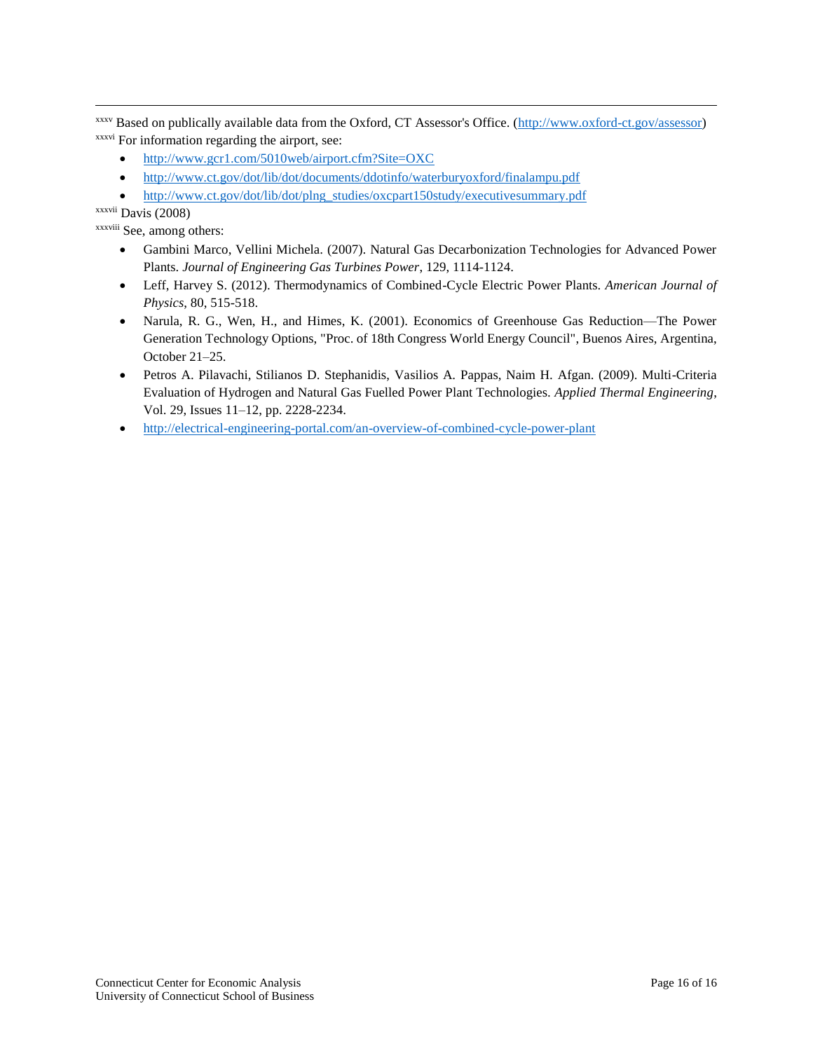[xxxv] Based on publically available data from the Oxford, CT Assessor's Office. (http://www.oxford-ct.gov/assessor)

[xxxvi] For information regarding the airport, see:

- http://www.gcr1.com/5010web/airport.cfm?Site=OXC
- http://www.ct.gov/dot/lib/dot/documents/ddotinfo/waterburyoxford/finalampu.pdf
- http://www.ct.gov/dot/lib/dot/plng_studies/oxcpart150study/executivesummary.pdf

[xxxvii] Davis (2008)

[xxxviii] See, among others:

- Gambini Marco, Vellini Michela. (2007). Natural Gas Decarbonization Technologies for Advanced Power Plants. *Journal of Engineering Gas Turbines Power*, 129, 1114-1124.
- Leff, Harvey S. (2012). Thermodynamics of Combined-Cycle Electric Power Plants. *American Journal of Physics*, 80, 515-518.
- Narula, R. G., Wen, H., and Himes, K. (2001). Economics of Greenhouse Gas Reduction—The Power Generation Technology Options, "Proc. of 18th Congress World Energy Council", Buenos Aires, Argentina, October 21–25.
- Petros A. Pilavachi, Stilianos D. Stephanidis, Vasilios A. Pappas, Naim H. Afgan. (2009). Multi-Criteria Evaluation of Hydrogen and Natural Gas Fuelled Power Plant Technologies. *Applied Thermal Engineering*, Vol. 29, Issues 11–12, pp. 2228-2234.
- http://electrical-engineering-portal.com/an-overview-of-combined-cycle-power-plant